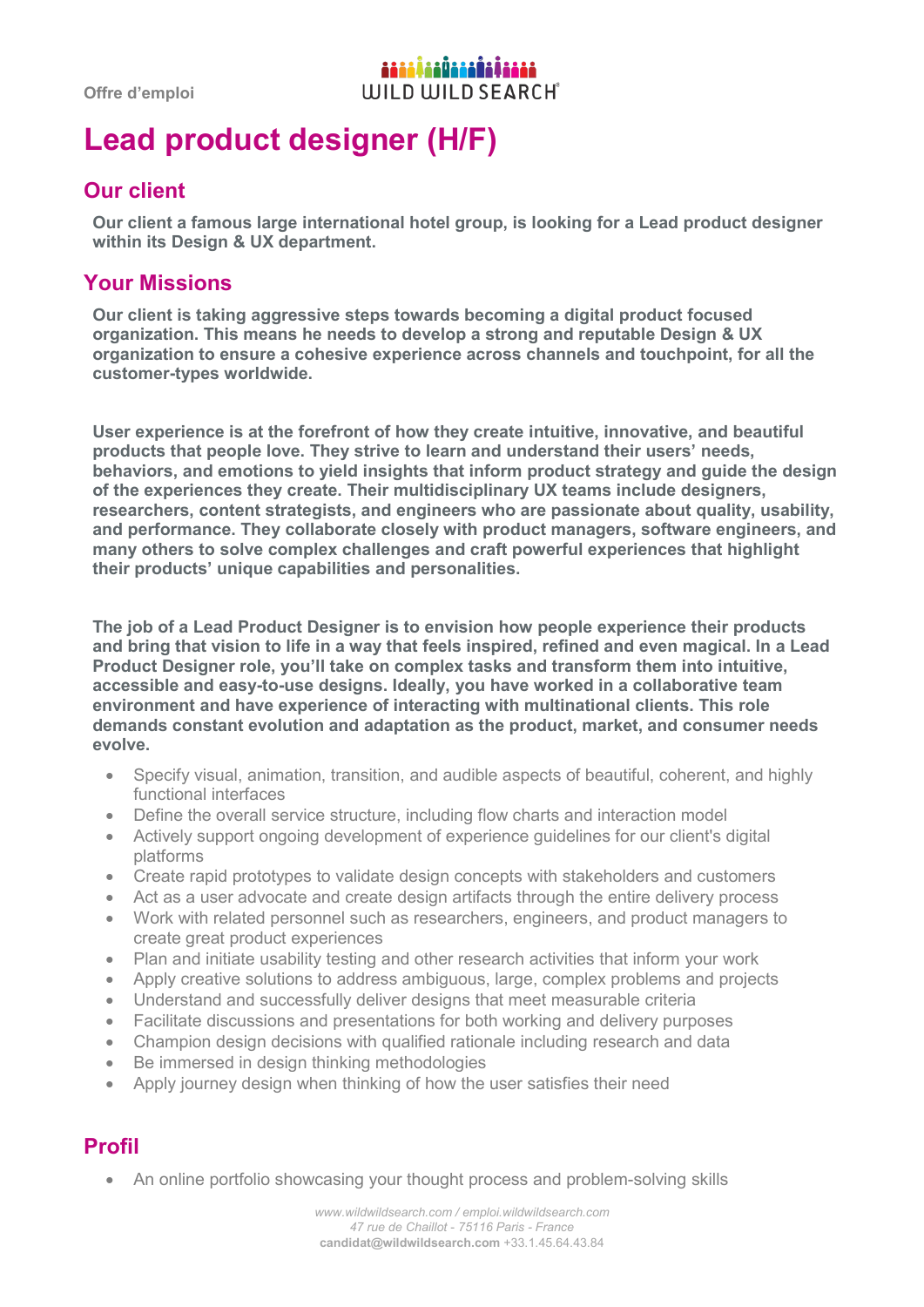Offre d'emploi

# Lead product designer (H/F)

## Our client

**Our client a famous large international hotel group, is looking for a Lead product designer within its Design & UX department.**

## Your Missions

**Our client is taking aggressive steps towards becoming a digital product focused organization. This means he needs to develop a strong and reputable Design & UX organization to ensure a cohesive experience across channels and touchpoint, for all the customer-types worldwide.**

**User experience is at the forefront of how they create intuitive, innovative, and beautiful products that people love. They strive to learn and understand their users' needs, behaviors, and emotions to yield insights that inform product strategy and guide the design of the experiences they create. Their multidisciplinary UX teams include designers, researchers, content strategists, and engineers who are passionate about quality, usability, and performance. They collaborate closely with product managers, software engineers, and many others to solve complex challenges and craft powerful experiences that highlight their products' unique capabilities and personalities.**

**The job of a Lead Product Designer is to envision how people experience their products and bring that vision to life in a way that feels inspired, refined and even magical. In a Lead Product Designer role, you'll take on complex tasks and transform them into intuitive, accessible and easy-to-use designs. Ideally, you have worked in a collaborative team environment and have experience of interacting with multinational clients. This role demands constant evolution and adaptation as the product, market, and consumer needs evolve.**

- Specify visual, animation, transition, and audible aspects of beautiful, coherent, and highly functional interfaces
- Define the overall service structure, including flow charts and interaction model
- Actively support ongoing development of experience guidelines for our client's digital platforms
- Create rapid prototypes to validate design concepts with stakeholders and customers
- Act as a user advocate and create design artifacts through the entire delivery process
- Work with related personnel such as researchers, engineers, and product managers to create great product experiences
- Plan and initiate usability testing and other research activities that inform your work
- Apply creative solutions to address ambiguous, large, complex problems and projects
- Understand and successfully deliver designs that meet measurable criteria
- Facilitate discussions and presentations for both working and delivery purposes
- Champion design decisions with qualified rationale including research and data
- Be immersed in design thinking methodologies
- Apply journey design when thinking of how the user satisfies their need

## Profil

- An online portfolio showcasing your thought process and problem-solving skills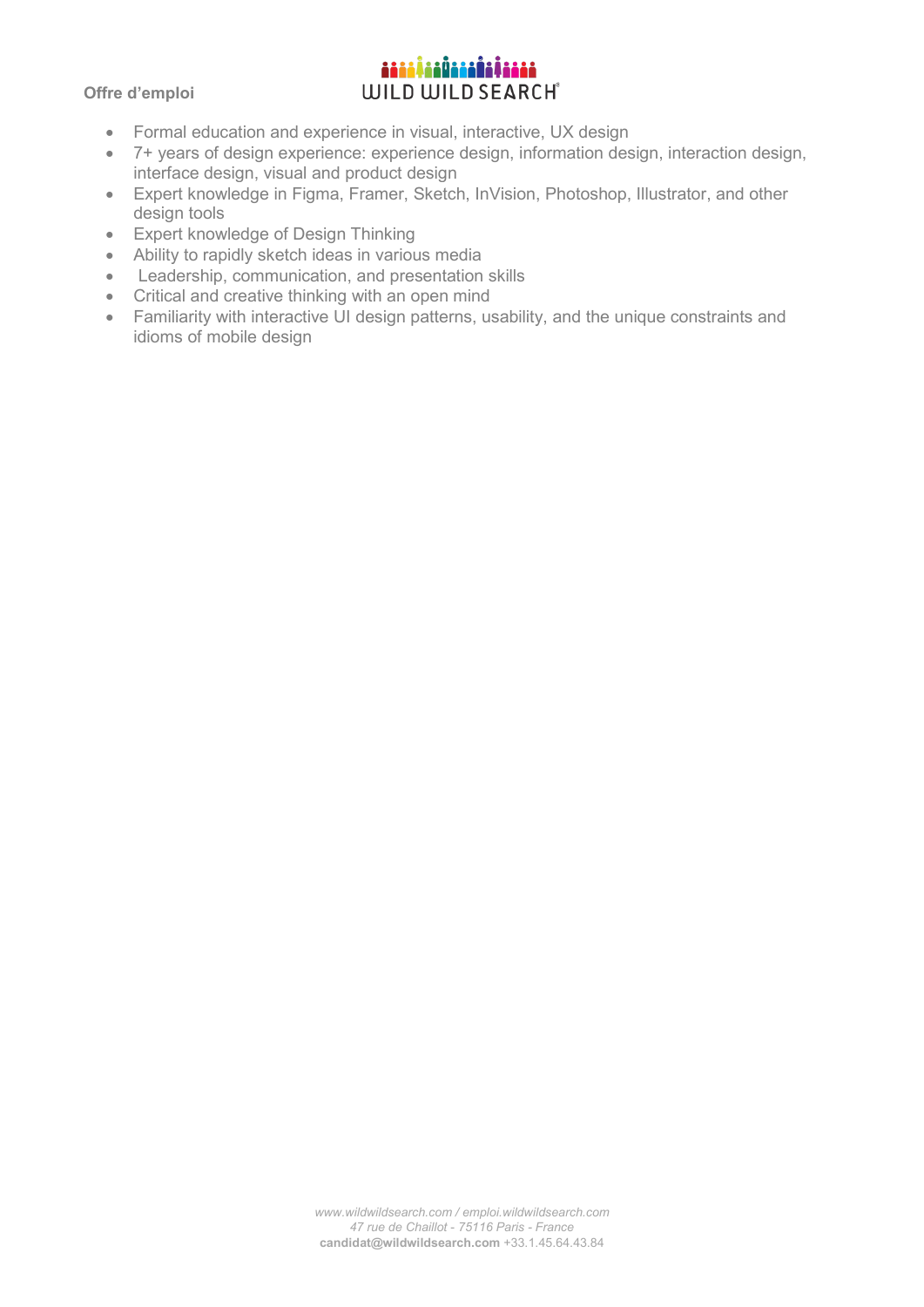- Formal education and experience in visual, interactive, UX design
- 7+ years of design experience: experience design, information design, interaction design, interface design, visual and product design
- Expert knowledge in Figma, Framer, Sketch, InVision, Photoshop, Illustrator, and other design tools
- Expert knowledge of Design Thinking
- Ability to rapidly sketch ideas in various media
- Leadership, communication, and presentation skills
- Critical and creative thinking with an open mind
- Familiarity with interactive UI design patterns, usability, and the unique constraints and idioms of mobile design